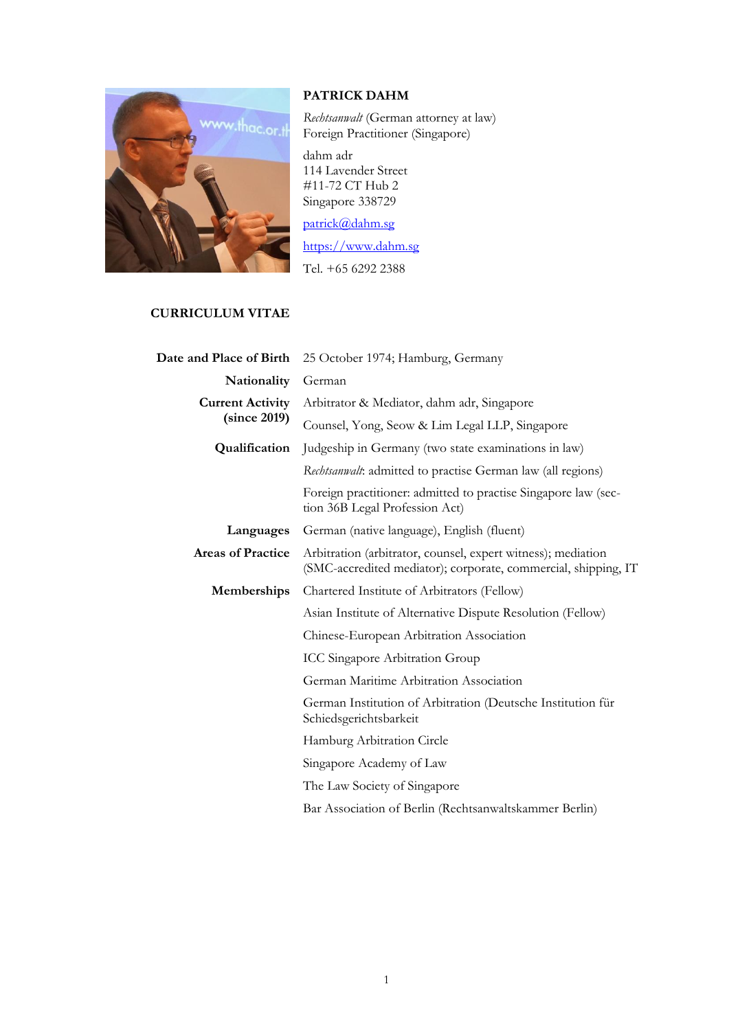# PATRICK DAHM

*Rechtsanwalt* (German attorney at law)
Foreign Practitioner (Singapore)

dahm adr
114 Lavender Street
#11-72 CT Hub 2
Singapore 338729

[patrick@dahm.sg](mailto:patrick@dahm.sg)

[https://www.dahm.sg](https://www.dahm.sg)

Tel. +65 6292 2388

## CURRICULUM VITAE

| | |
|---|---|
| **Date and Place of Birth** | 25 October 1974; Hamburg, Germany |
| **Nationality** | German |
| **Current Activity (since 2019)** | Arbitrator & Mediator, dahm adr, Singapore |
| | Counsel, Yong, Seow & Lim Legal LLP, Singapore |
| **Qualification** | Judgeship in Germany (two state examinations in law) |
| | *Rechtsanwalt*: admitted to practise German law (all regions) |
| | Foreign practitioner: admitted to practise Singapore law (section 36B Legal Profession Act) |
| **Languages** | German (native language), English (fluent) |
| **Areas of Practice** | Arbitration (arbitrator, counsel, expert witness); mediation (SMC-accredited mediator); corporate, commercial, shipping, IT |
| **Memberships** | Chartered Institute of Arbitrators (Fellow) |
| | Asian Institute of Alternative Dispute Resolution (Fellow) |
| | Chinese-European Arbitration Association |
| | ICC Singapore Arbitration Group |
| | German Maritime Arbitration Association |
| | German Institution of Arbitration (Deutsche Institution für Schiedsgerichtsbarkeit |
| | Hamburg Arbitration Circle |
| | Singapore Academy of Law |
| | The Law Society of Singapore |
| | Bar Association of Berlin (Rechtsanwaltskammer Berlin) |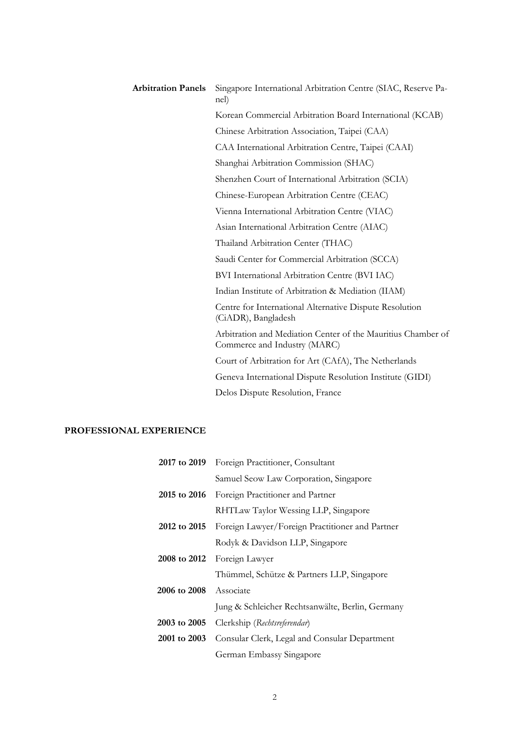| | |
|---|---|
| **Arbitration Panels** | Singapore International Arbitration Centre (SIAC, Reserve Panel) |
| | Korean Commercial Arbitration Board International (KCAB) |
| | Chinese Arbitration Association, Taipei (CAA) |
| | CAA International Arbitration Centre, Taipei (CAAI) |
| | Shanghai Arbitration Commission (SHAC) |
| | Shenzhen Court of International Arbitration (SCIA) |
| | Chinese-European Arbitration Centre (CEAC) |
| | Vienna International Arbitration Centre (VIAC) |
| | Asian International Arbitration Centre (AIAC) |
| | Thailand Arbitration Center (THAC) |
| | Saudi Center for Commercial Arbitration (SCCA) |
| | BVI International Arbitration Centre (BVI IAC) |
| | Indian Institute of Arbitration & Mediation (IIAM) |
| | Centre for International Alternative Dispute Resolution (CiADR), Bangladesh |
| | Arbitration and Mediation Center of the Mauritius Chamber of Commerce and Industry (MARC) |
| | Court of Arbitration for Art (CAfA), The Netherlands |
| | Geneva International Dispute Resolution Institute (GIDI) |
| | Delos Dispute Resolution, France |

## PROFESSIONAL EXPERIENCE

| | |
|---|---|
| **2017 to 2019** | Foreign Practitioner, Consultant |
| | Samuel Seow Law Corporation, Singapore |
| **2015 to 2016** | Foreign Practitioner and Partner |
| | RHTLaw Taylor Wessing LLP, Singapore |
| **2012 to 2015** | Foreign Lawyer/Foreign Practitioner and Partner |
| | Rodyk & Davidson LLP, Singapore |
| **2008 to 2012** | Foreign Lawyer |
| | Thümmel, Schütze & Partners LLP, Singapore |
| **2006 to 2008** | Associate |
| | Jung & Schleicher Rechtsanwälte, Berlin, Germany |
| **2003 to 2005** | Clerkship (*Rechtsreferendar*) |
| **2001 to 2003** | Consular Clerk, Legal and Consular Department |
| | German Embassy Singapore |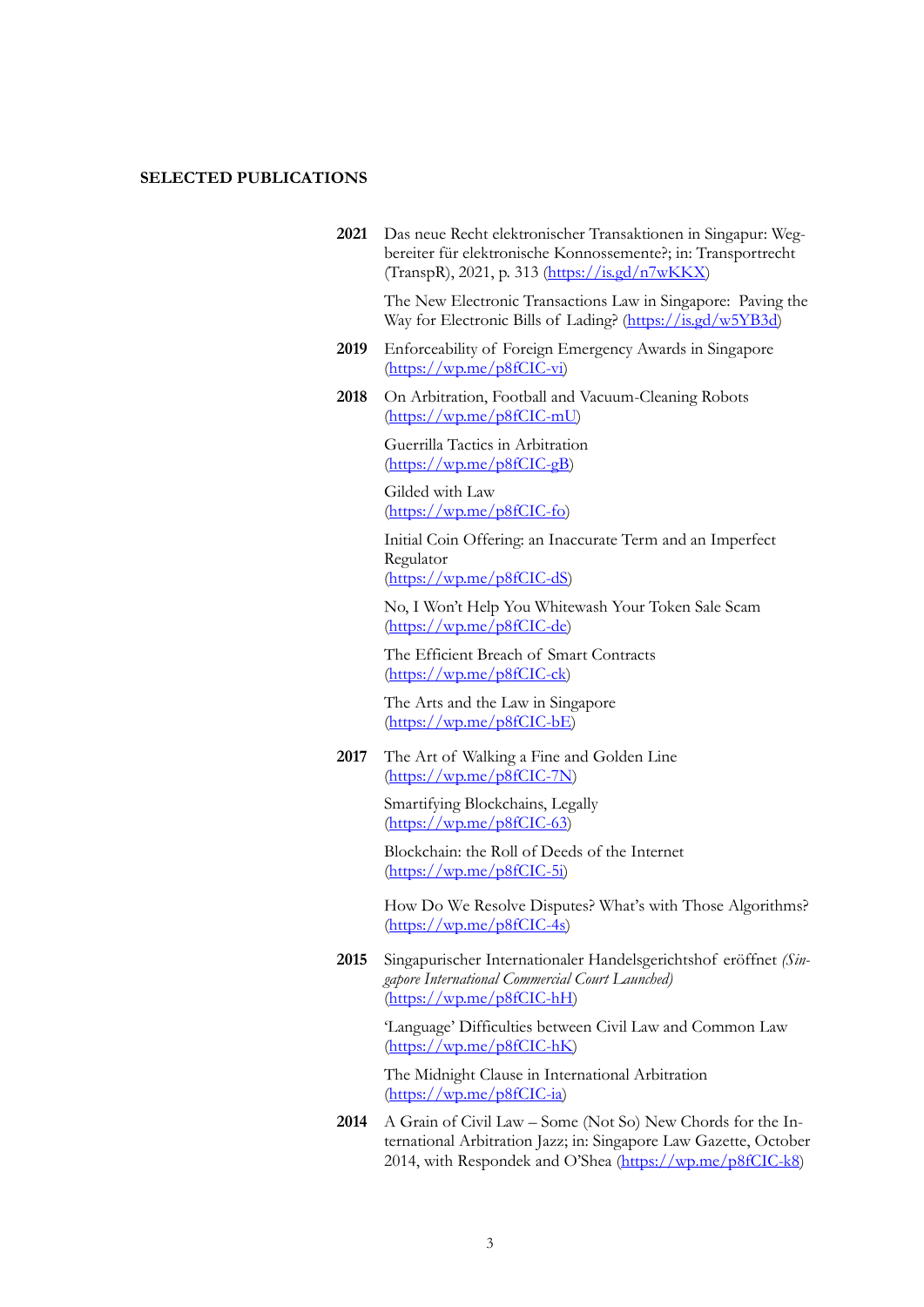**SELECTED PUBLICATIONS**

**2021** Das neue Recht elektronischer Transaktionen in Singapur: Wegbereiter für elektronische Konnossemente?; in: Transportrecht (TranspR), 2021, p. 313 (https://is.gd/n7wKKX)

The New Electronic Transactions Law in Singapore: Paving the Way for Electronic Bills of Lading? (https://is.gd/w5YB3d)

**2019** Enforceability of Foreign Emergency Awards in Singapore (https://wp.me/p8fCIC-vi)

**2018** On Arbitration, Football and Vacuum-Cleaning Robots (https://wp.me/p8fCIC-mU)

Guerrilla Tactics in Arbitration (https://wp.me/p8fCIC-gB)

Gilded with Law (https://wp.me/p8fCIC-fo)

Initial Coin Offering: an Inaccurate Term and an Imperfect Regulator (https://wp.me/p8fCIC-dS)

No, I Won't Help You Whitewash Your Token Sale Scam (https://wp.me/p8fCIC-de)

The Efficient Breach of Smart Contracts (https://wp.me/p8fCIC-ck)

The Arts and the Law in Singapore (https://wp.me/p8fCIC-bE)

**2017** The Art of Walking a Fine and Golden Line (https://wp.me/p8fCIC-7N)

Smartifying Blockchains, Legally (https://wp.me/p8fCIC-63)

Blockchain: the Roll of Deeds of the Internet (https://wp.me/p8fCIC-5i)

How Do We Resolve Disputes? What's with Those Algorithms? (https://wp.me/p8fCIC-4s)

**2015** Singapurischer Internationaler Handelsgerichtshof eröffnet *(Singapore International Commercial Court Launched)* (https://wp.me/p8fCIC-hH)

'Language' Difficulties between Civil Law and Common Law (https://wp.me/p8fCIC-hK)

The Midnight Clause in International Arbitration (https://wp.me/p8fCIC-ia)

**2014** A Grain of Civil Law – Some (Not So) New Chords for the International Arbitration Jazz; in: Singapore Law Gazette, October 2014, with Respondek and O'Shea (https://wp.me/p8fCIC-k8)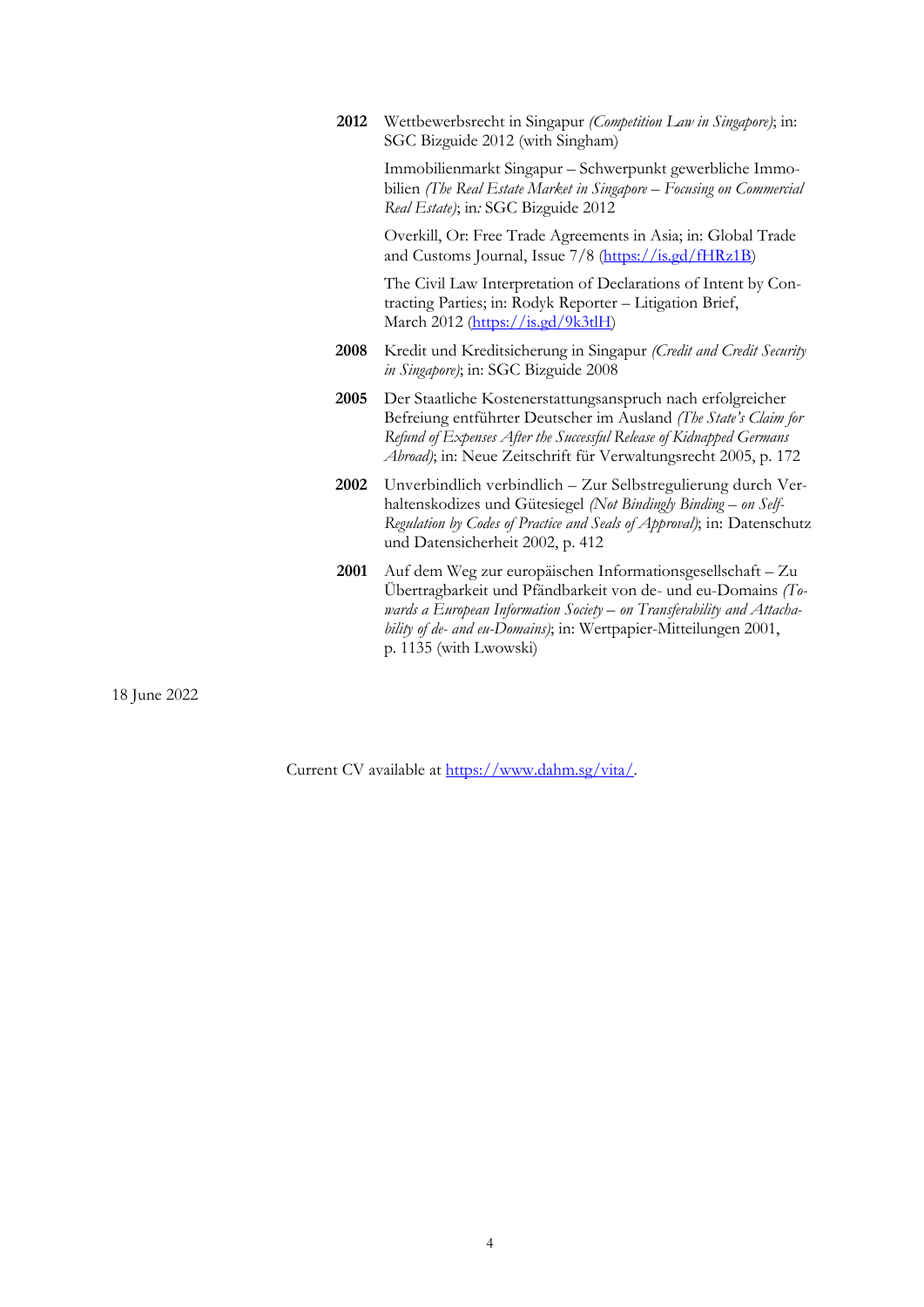**2012** Wettbewerbsrecht in Singapur *(Competition Law in Singapore)*; in: SGC Bizguide 2012 (with Singham)

Immobilienmarkt Singapur – Schwerpunkt gewerbliche Immobilien *(The Real Estate Market in Singapore – Focusing on Commercial Real Estate)*; in*:* SGC Bizguide 2012

Overkill, Or: Free Trade Agreements in Asia; in: Global Trade and Customs Journal, Issue 7/8 ([https://is.gd/fHRz1B](https://is.gd/fHRz1B))

The Civil Law Interpretation of Declarations of Intent by Contracting Parties; in: Rodyk Reporter – Litigation Brief, March 2012 ([https://is.gd/9k3tlH](https://is.gd/9k3tlH))

**2008** Kredit und Kreditsicherung in Singapur *(Credit and Credit Security in Singapore)*; in: SGC Bizguide 2008

**2005** Der Staatliche Kostenerstattungsanspruch nach erfolgreicher Befreiung entführter Deutscher im Ausland *(The State's Claim for Refund of Expenses After the Successful Release of Kidnapped Germans Abroad)*; in: Neue Zeitschrift für Verwaltungsrecht 2005, p. 172

**2002** Unverbindlich verbindlich – Zur Selbstregulierung durch Verhaltenskodizes und Gütesiegel *(Not Bindingly Binding – on Self-Regulation by Codes of Practice and Seals of Approval)*; in: Datenschutz und Datensicherheit 2002, p. 412

**2001** Auf dem Weg zur europäischen Informationsgesellschaft – Zu Übertragbarkeit und Pfändbarkeit von de- und eu-Domains *(Towards a European Information Society – on Transferability and Attachability of de- and eu-Domains)*; in: Wertpapier-Mitteilungen 2001, p. 1135 (with Lwowski)

18 June 2022

Current CV available at [https://www.dahm.sg/vita/](https://www.dahm.sg/vita/).